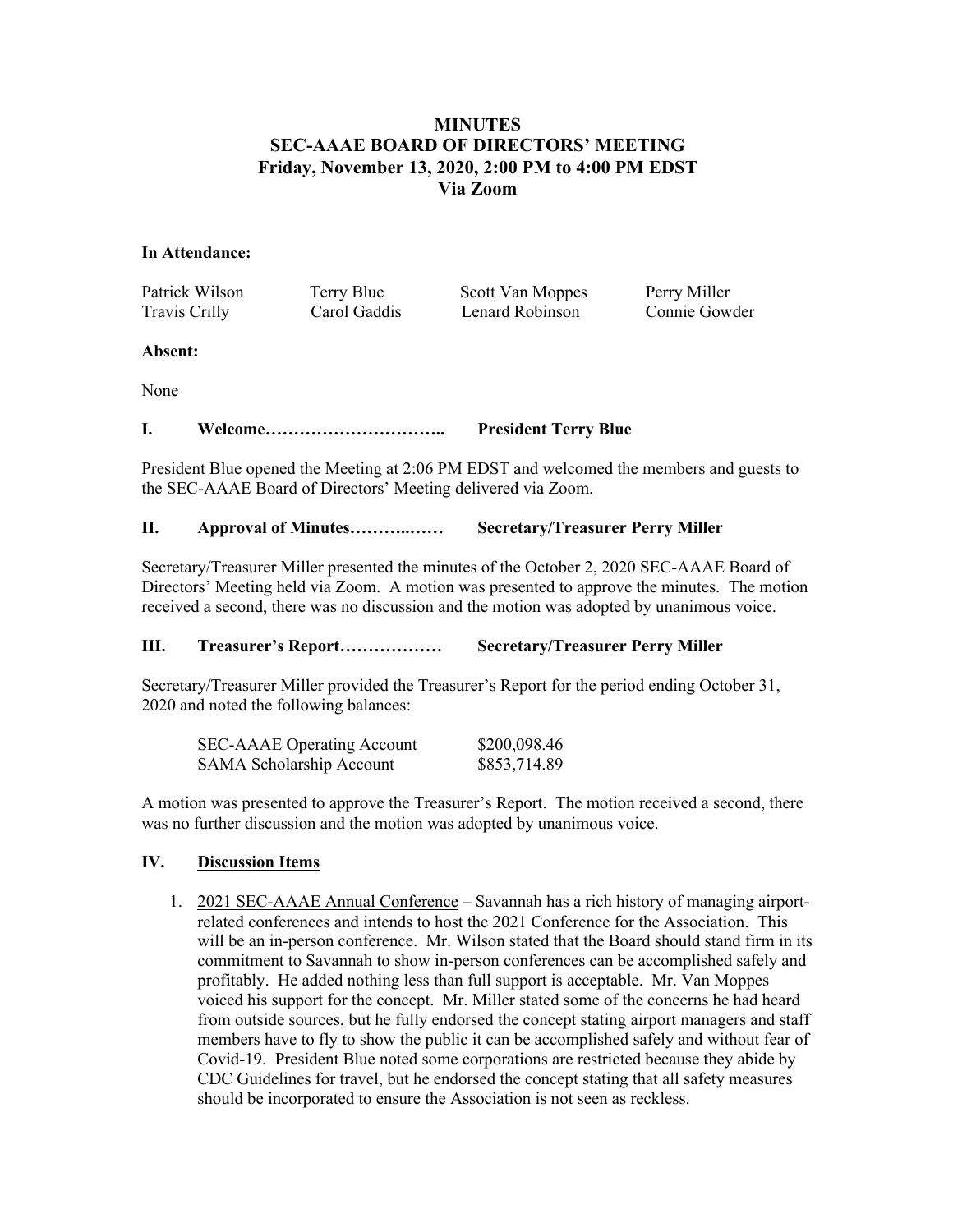# MINUTES
# SEC-AAAE BOARD OF DIRECTORS' MEETING
# Friday, November 13, 2020, 2:00 PM to 4:00 PM EDST
# Via Zoom

**In Attendance:**

| | | | |
|---|---|---|---|
| Patrick Wilson | Terry Blue | Scott Van Moppes | Perry Miller |
| Travis Crilly | Carol Gaddis | Lenard Robinson | Connie Gowder |

**Absent:**

None

**I. Welcome………………………….. President Terry Blue**

President Blue opened the Meeting at 2:06 PM EDST and welcomed the members and guests to the SEC-AAAE Board of Directors' Meeting delivered via Zoom.

**II. Approval of Minutes………..…… Secretary/Treasurer Perry Miller**

Secretary/Treasurer Miller presented the minutes of the October 2, 2020 SEC-AAAE Board of Directors' Meeting held via Zoom. A motion was presented to approve the minutes. The motion received a second, there was no discussion and the motion was adopted by unanimous voice.

**III. Treasurer's Report……………… Secretary/Treasurer Perry Miller**

Secretary/Treasurer Miller provided the Treasurer's Report for the period ending October 31, 2020 and noted the following balances:

| | |
|---|---|
| SEC-AAAE Operating Account | \$200,098.46 |
| SAMA Scholarship Account | \$853,714.89 |

A motion was presented to approve the Treasurer's Report. The motion received a second, there was no further discussion and the motion was adopted by unanimous voice.

**IV. <u>Discussion Items</u>**

1. <u>2021 SEC-AAAE Annual Conference</u> – Savannah has a rich history of managing airport-related conferences and intends to host the 2021 Conference for the Association. This will be an in-person conference. Mr. Wilson stated that the Board should stand firm in its commitment to Savannah to show in-person conferences can be accomplished safely and profitably. He added nothing less than full support is acceptable. Mr. Van Moppes voiced his support for the concept. Mr. Miller stated some of the concerns he had heard from outside sources, but he fully endorsed the concept stating airport managers and staff members have to fly to show the public it can be accomplished safely and without fear of Covid-19. President Blue noted some corporations are restricted because they abide by CDC Guidelines for travel, but he endorsed the concept stating that all safety measures should be incorporated to ensure the Association is not seen as reckless.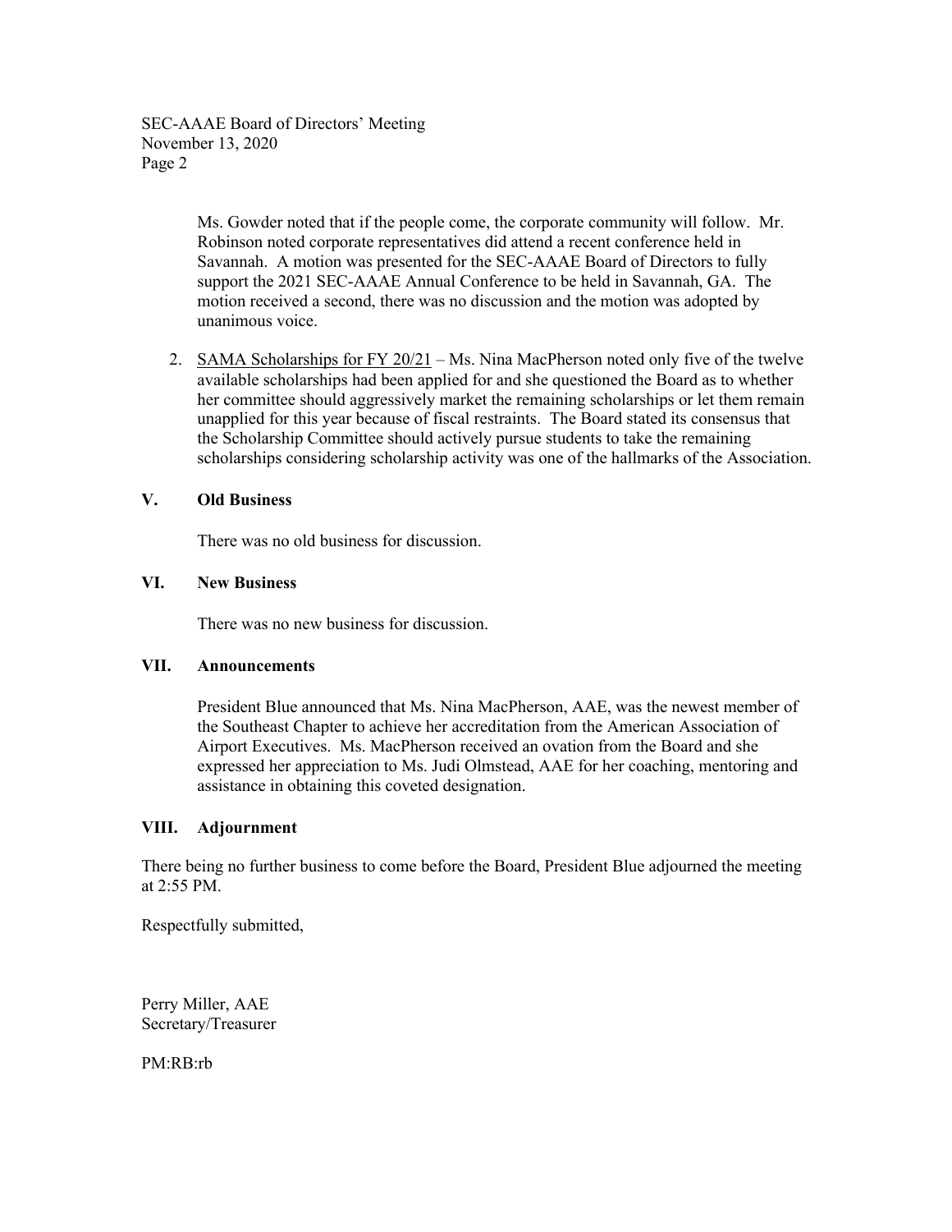Ms. Gowder noted that if the people come, the corporate community will follow. Mr. Robinson noted corporate representatives did attend a recent conference held in Savannah. A motion was presented for the SEC-AAAE Board of Directors to fully support the 2021 SEC-AAAE Annual Conference to be held in Savannah, GA. The motion received a second, there was no discussion and the motion was adopted by unanimous voice.

2. <u>SAMA Scholarships for FY 20/21</u> – Ms. Nina MacPherson noted only five of the twelve available scholarships had been applied for and she questioned the Board as to whether her committee should aggressively market the remaining scholarships or let them remain unapplied for this year because of fiscal restraints. The Board stated its consensus that the Scholarship Committee should actively pursue students to take the remaining scholarships considering scholarship activity was one of the hallmarks of the Association.

**V. Old Business**

There was no old business for discussion.

**VI. New Business**

There was no new business for discussion.

**VII. Announcements**

President Blue announced that Ms. Nina MacPherson, AAE, was the newest member of the Southeast Chapter to achieve her accreditation from the American Association of Airport Executives. Ms. MacPherson received an ovation from the Board and she expressed her appreciation to Ms. Judi Olmstead, AAE for her coaching, mentoring and assistance in obtaining this coveted designation.

**VIII. Adjournment**

There being no further business to come before the Board, President Blue adjourned the meeting at 2:55 PM.

Respectfully submitted,

Perry Miller, AAE
Secretary/Treasurer

PM:RB:rb